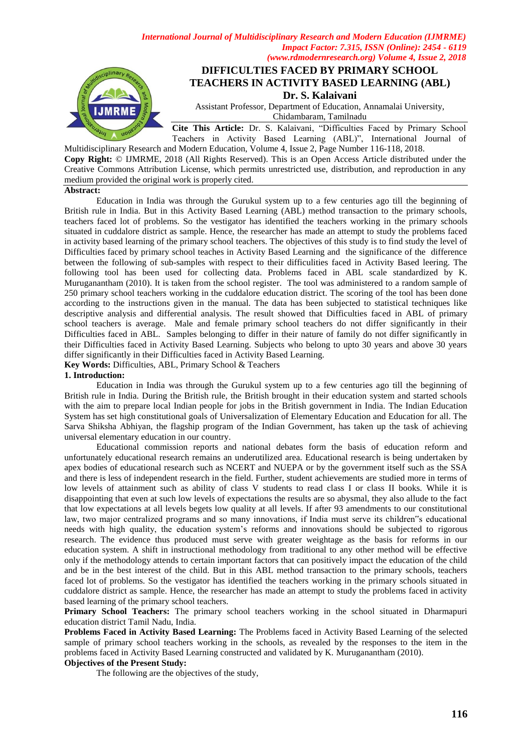# DIFFICULTIES FACED BY PRIMARY SCHOOL TEACHERS IN ACTIVITY BASED LEARNING (ABL)

**Dr. S. Kalaivani**

Assistant Professor, Department of Education, Annamalai University, Chidambaram, Tamilnadu

**Cite This Article:** Dr. S. Kalaivani, "Difficulties Faced by Primary School Teachers in Activity Based Learning (ABL)", International Journal of Multidisciplinary Research and Modern Education, Volume 4, Issue 2, Page Number 116-118, 2018.

**Copy Right:** © IJMRME, 2018 (All Rights Reserved). This is an Open Access Article distributed under the Creative Commons Attribution License, which permits unrestricted use, distribution, and reproduction in any medium provided the original work is properly cited.

**Abstract:**

Education in India was through the Gurukul system up to a few centuries ago till the beginning of British rule in India. But in this Activity Based Learning (ABL) method transaction to the primary schools, teachers faced lot of problems. So the vestigator has identified the teachers working in the primary schools situated in cuddalore district as sample. Hence, the researcher has made an attempt to study the problems faced in activity based learning of the primary school teachers. The objectives of this study is to find study the level of Difficulties faced by primary school teaches in Activity Based Learning and the significance of the difference between the following of sub-samples with respect to their difficulities faced in Activity Based leering. The following tool has been used for collecting data. Problems faced in ABL scale standardized by K. Muruganantham (2010). It is taken from the school register. The tool was administered to a random sample of 250 primary school teachers working in the cuddalore education district. The scoring of the tool has been done according to the instructions given in the manual. The data has been subjected to statistical techniques like descriptive analysis and differential analysis. The result showed that Difficulties faced in ABL of primary school teachers is average. Male and female primary school teachers do not differ significantly in their Difficulties faced in ABL. Samples belonging to differ in their nature of family do not differ significantly in their Difficulties faced in Activity Based Learning. Subjects who belong to upto 30 years and above 30 years differ significantly in their Difficulties faced in Activity Based Learning.

**Key Words:** Difficulties, ABL, Primary School & Teachers

## 1. Introduction:

Education in India was through the Gurukul system up to a few centuries ago till the beginning of British rule in India. During the British rule, the British brought in their education system and started schools with the aim to prepare local Indian people for jobs in the British government in India. The Indian Education System has set high constitutional goals of Universalization of Elementary Education and Education for all. The Sarva Shiksha Abhiyan, the flagship program of the Indian Government, has taken up the task of achieving universal elementary education in our country.

Educational commission reports and national debates form the basis of education reform and unfortunately educational research remains an underutilized area. Educational research is being undertaken by apex bodies of educational research such as NCERT and NUEPA or by the government itself such as the SSA and there is less of independent research in the field. Further, student achievements are studied more in terms of low levels of attainment such as ability of class V students to read class I or class II books. While it is disappointing that even at such low levels of expectations the results are so abysmal, they also allude to the fact that low expectations at all levels begets low quality at all levels. If after 93 amendments to our constitutional law, two major centralized programs and so many innovations, if India must serve its children"s educational needs with high quality, the education system's reforms and innovations should be subjected to rigorous research. The evidence thus produced must serve with greater weightage as the basis for reforms in our education system. A shift in instructional methodology from traditional to any other method will be effective only if the methodology attends to certain important factors that can positively impact the education of the child and be in the best interest of the child. But in this ABL method transaction to the primary schools, teachers faced lot of problems. So the vestigator has identified the teachers working in the primary schools situated in cuddalore district as sample. Hence, the researcher has made an attempt to study the problems faced in activity based learning of the primary school teachers.

**Primary School Teachers:** The primary school teachers working in the school situated in Dharmapuri education district Tamil Nadu, India.

**Problems Faced in Activity Based Learning:** The Problems faced in Activity Based Learning of the selected sample of primary school teachers working in the schools, as revealed by the responses to the item in the problems faced in Activity Based Learning constructed and validated by K. Muruganantham (2010).

**Objectives of the Present Study:**

The following are the objectives of the study,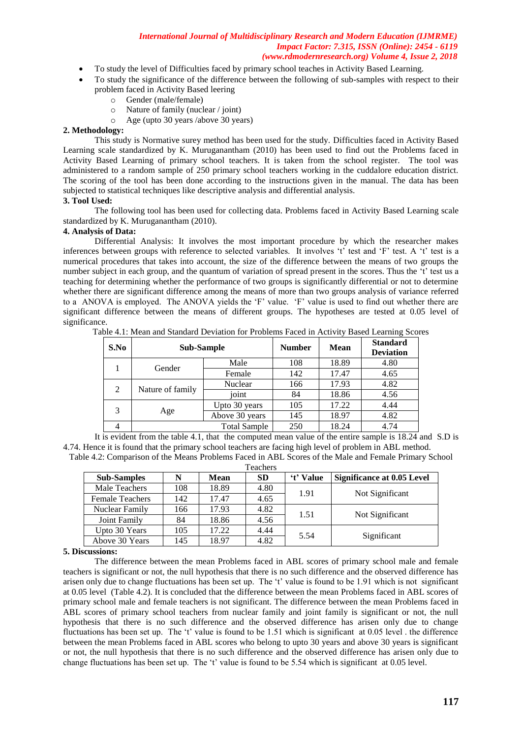- To study the level of Difficulties faced by primary school teaches in Activity Based Learning.
- To study the significance of the difference between the following of sub-samples with respect to their problem faced in Activity Based leering
    - Gender (male/female)
    - Nature of family (nuclear / joint)
    - Age (upto 30 years /above 30 years)

**2. Methodology:**

This study is Normative surey method has been used for the study. Difficulties faced in Activity Based Learning scale standardized by K. Muruganantham (2010) has been used to find out the Problems faced in Activity Based Learning of primary school teachers. It is taken from the school register. The tool was administered to a random sample of 250 primary school teachers working in the cuddalore education district. The scoring of the tool has been done according to the instructions given in the manual. The data has been subjected to statistical techniques like descriptive analysis and differential analysis.

**3. Tool Used:**

The following tool has been used for collecting data. Problems faced in Activity Based Learning scale standardized by K. Muruganantham (2010).

**4. Analysis of Data:**

Differential Analysis: It involves the most important procedure by which the researcher makes inferences between groups with reference to selected variables. It involves 't' test and 'F' test. A 't' test is a numerical procedures that takes into account, the size of the difference between the means of two groups the number subject in each group, and the quantum of variation of spread present in the scores. Thus the 't' test us a teaching for determining whether the performance of two groups is significantly differential or not to determine whether there are significant difference among the means of more than two groups analysis of variance referred to a ANOVA is employed. The ANOVA yields the 'F' value. 'F' value is used to find out whether there are significant difference between the means of different groups. The hypotheses are tested at 0.05 level of significance.

Table 4.1: Mean and Standard Deviation for Problems Faced in Activity Based Learning Scores

| S.No | Sub-Sample | | Number | Mean | Standard Deviation |
|---|---|---|---|---|---|
| 1 | Gender | Male | 108 | 18.89 | 4.80 |
| | | Female | 142 | 17.47 | 4.65 |
| 2 | Nature of family | Nuclear | 166 | 17.93 | 4.82 |
| | | joint | 84 | 18.86 | 4.56 |
| 3 | Age | Upto 30 years | 105 | 17.22 | 4.44 |
| | | Above 30 years | 145 | 18.97 | 4.82 |
| 4 | | Total Sample | 250 | 18.24 | 4.74 |

It is evident from the table 4.1, that the computed mean value of the entire sample is 18.24 and S.D is 4.74. Hence it is found that the primary school teachers are facing high level of problem in ABL method.

Table 4.2: Comparison of the Means Problems Faced in ABL Scores of the Male and Female Primary School Teachers

| Sub-Samples | N | Mean | SD | 't' Value | Significance at 0.05 Level |
|---|---|---|---|---|---|
| Male Teachers | 108 | 18.89 | 4.80 | 1.91 | Not Significant |
| Female Teachers | 142 | 17.47 | 4.65 | | |
| Nuclear Family | 166 | 17.93 | 4.82 | 1.51 | Not Significant |
| Joint Family | 84 | 18.86 | 4.56 | | |
| Upto 30 Years | 105 | 17.22 | 4.44 | 5.54 | Significant |
| Above 30 Years | 145 | 18.97 | 4.82 | | |

**5. Discussions:**

The difference between the mean Problems faced in ABL scores of primary school male and female teachers is significant or not, the null hypothesis that there is no such difference and the observed difference has arisen only due to change fluctuations has been set up. The 't' value is found to be 1.91 which is not significant at 0.05 level (Table 4.2). It is concluded that the difference between the mean Problems faced in ABL scores of primary school male and female teachers is not significant. The difference between the mean Problems faced in ABL scores of primary school teachers from nuclear family and joint family is significant or not, the null hypothesis that there is no such difference and the observed difference has arisen only due to change fluctuations has been set up. The 't' value is found to be 1.51 which is significant at 0.05 level . the difference between the mean Problems faced in ABL scores who belong to upto 30 years and above 30 years is significant or not, the null hypothesis that there is no such difference and the observed difference has arisen only due to change fluctuations has been set up. The 't' value is found to be 5.54 which is significant at 0.05 level.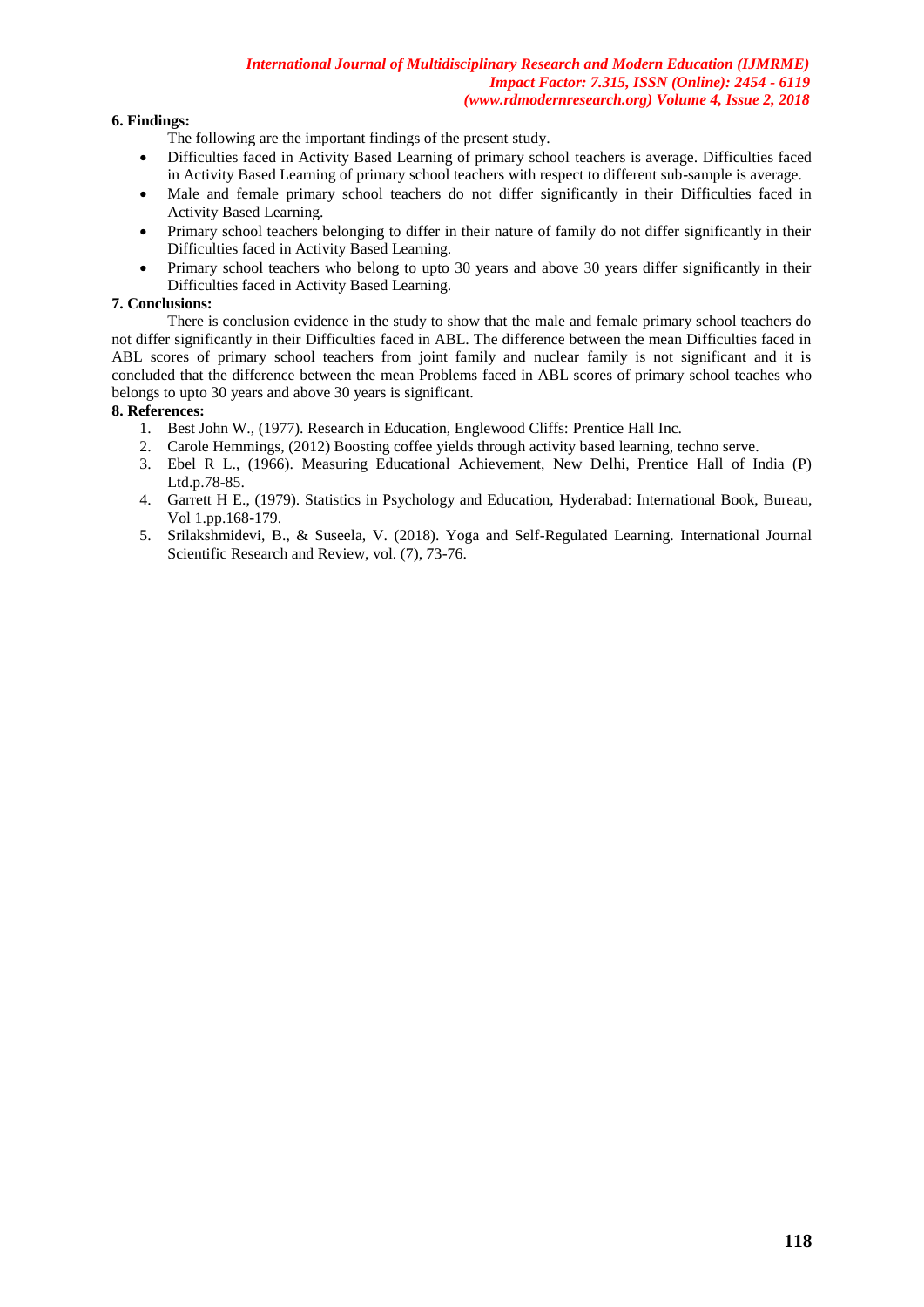## 6. Findings:

The following are the important findings of the present study.

- Difficulties faced in Activity Based Learning of primary school teachers is average. Difficulties faced in Activity Based Learning of primary school teachers with respect to different sub-sample is average.
- Male and female primary school teachers do not differ significantly in their Difficulties faced in Activity Based Learning.
- Primary school teachers belonging to differ in their nature of family do not differ significantly in their Difficulties faced in Activity Based Learning.
- Primary school teachers who belong to upto 30 years and above 30 years differ significantly in their Difficulties faced in Activity Based Learning.

## 7. Conclusions:

There is conclusion evidence in the study to show that the male and female primary school teachers do not differ significantly in their Difficulties faced in ABL. The difference between the mean Difficulties faced in ABL scores of primary school teachers from joint family and nuclear family is not significant and it is concluded that the difference between the mean Problems faced in ABL scores of primary school teaches who belongs to upto 30 years and above 30 years is significant.

## 8. References:

1. Best John W., (1977). Research in Education, Englewood Cliffs: Prentice Hall Inc.
2. Carole Hemmings, (2012) Boosting coffee yields through activity based learning, techno serve.
3. Ebel R L., (1966). Measuring Educational Achievement, New Delhi, Prentice Hall of India (P) Ltd.p.78-85.
4. Garrett H E., (1979). Statistics in Psychology and Education, Hyderabad: International Book, Bureau, Vol 1.pp.168-179.
5. Srilakshmidevi, B., & Suseela, V. (2018). Yoga and Self-Regulated Learning. International Journal Scientific Research and Review, vol. (7), 73-76.